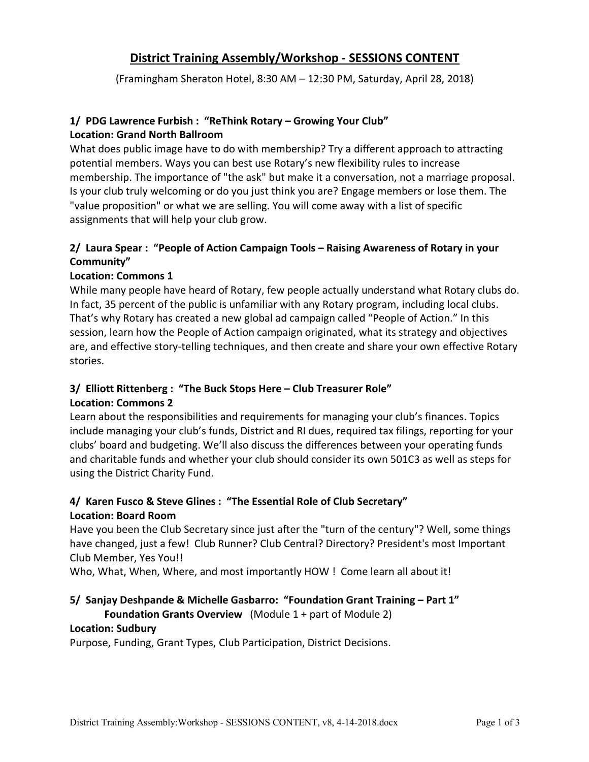# District Training Assembly/Workshop - SESSIONS CONTENT

(Framingham Sheraton Hotel, 8:30 AM – 12:30 PM, Saturday, April 28, 2018)

### 1/ PDG Lawrence Furbish : "ReThink Rotary – Growing Your Club"

**Location: Grand North Ballroom**

What does public image have to do with membership? Try a different approach to attracting potential members. Ways you can best use Rotary's new flexibility rules to increase membership. The importance of "the ask" but make it a conversation, not a marriage proposal. Is your club truly welcoming or do you just think you are? Engage members or lose them. The "value proposition" or what we are selling. You will come away with a list of specific assignments that will help your club grow.

### 2/ Laura Spear : "People of Action Campaign Tools – Raising Awareness of Rotary in your Community"

**Location: Commons 1**

While many people have heard of Rotary, few people actually understand what Rotary clubs do. In fact, 35 percent of the public is unfamiliar with any Rotary program, including local clubs. That's why Rotary has created a new global ad campaign called "People of Action." In this session, learn how the People of Action campaign originated, what its strategy and objectives are, and effective story-telling techniques, and then create and share your own effective Rotary stories.

### 3/ Elliott Rittenberg : "The Buck Stops Here – Club Treasurer Role"

**Location: Commons 2**

Learn about the responsibilities and requirements for managing your club's finances. Topics include managing your club's funds, District and RI dues, required tax filings, reporting for your clubs' board and budgeting. We'll also discuss the differences between your operating funds and charitable funds and whether your club should consider its own 501C3 as well as steps for using the District Charity Fund.

### 4/ Karen Fusco & Steve Glines : "The Essential Role of Club Secretary"

**Location: Board Room**

Have you been the Club Secretary since just after the "turn of the century"? Well, some things have changed, just a few! Club Runner? Club Central? Directory? President's most Important Club Member, Yes You!!

Who, What, When, Where, and most importantly HOW ! Come learn all about it!

### 5/ Sanjay Deshpande & Michelle Gasbarro: "Foundation Grant Training – Part 1"

**Foundation Grants Overview** (Module 1 + part of Module 2)

**Location: Sudbury**

Purpose, Funding, Grant Types, Club Participation, District Decisions.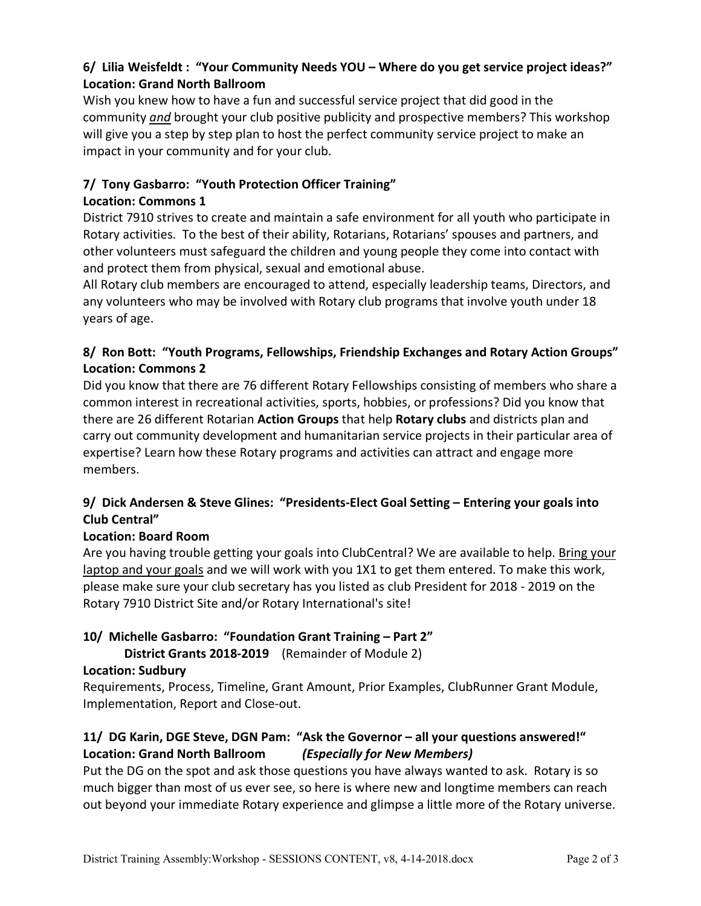### 6/ Lilia Weisfeldt : "Your Community Needs YOU – Where do you get service project ideas?"

**Location: Grand North Ballroom**

Wish you knew how to have a fun and successful service project that did good in the community *and* brought your club positive publicity and prospective members? This workshop will give you a step by step plan to host the perfect community service project to make an impact in your community and for your club.

### 7/ Tony Gasbarro: "Youth Protection Officer Training"

**Location: Commons 1**

District 7910 strives to create and maintain a safe environment for all youth who participate in Rotary activities. To the best of their ability, Rotarians, Rotarians' spouses and partners, and other volunteers must safeguard the children and young people they come into contact with and protect them from physical, sexual and emotional abuse.

All Rotary club members are encouraged to attend, especially leadership teams, Directors, and any volunteers who may be involved with Rotary club programs that involve youth under 18 years of age.

### 8/ Ron Bott: "Youth Programs, Fellowships, Friendship Exchanges and Rotary Action Groups"

**Location: Commons 2**

Did you know that there are 76 different Rotary Fellowships consisting of members who share a common interest in recreational activities, sports, hobbies, or professions? Did you know that there are 26 different Rotarian **Action Groups** that help **Rotary clubs** and districts plan and carry out community development and humanitarian service projects in their particular area of expertise? Learn how these Rotary programs and activities can attract and engage more members.

### 9/ Dick Andersen & Steve Glines: "Presidents-Elect Goal Setting – Entering your goals into Club Central"

**Location: Board Room**

Are you having trouble getting your goals into ClubCentral? We are available to help. Bring your laptop and your goals and we will work with you 1X1 to get them entered. To make this work, please make sure your club secretary has you listed as club President for 2018 - 2019 on the Rotary 7910 District Site and/or Rotary International's site!

### 10/ Michelle Gasbarro: "Foundation Grant Training – Part 2"

**District Grants 2018-2019** (Remainder of Module 2)

**Location: Sudbury**

Requirements, Process, Timeline, Grant Amount, Prior Examples, ClubRunner Grant Module, Implementation, Report and Close-out.

### 11/ DG Karin, DGE Steve, DGN Pam: "Ask the Governor – all your questions answered!"

**Location: Grand North Ballroom** ***(Especially for New Members)***

Put the DG on the spot and ask those questions you have always wanted to ask. Rotary is so much bigger than most of us ever see, so here is where new and longtime members can reach out beyond your immediate Rotary experience and glimpse a little more of the Rotary universe.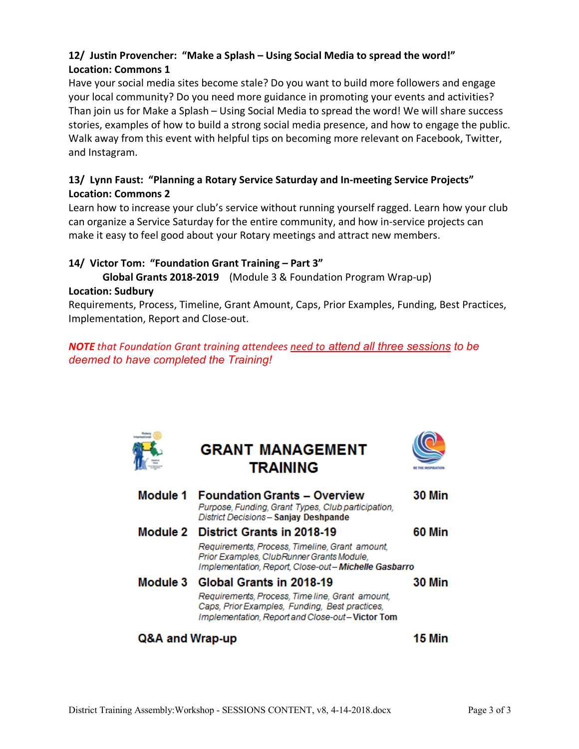**12/ Justin Provencher: "Make a Splash – Using Social Media to spread the word!"**
**Location: Commons 1**

Have your social media sites become stale? Do you want to build more followers and engage your local community? Do you need more guidance in promoting your events and activities? Than join us for Make a Splash – Using Social Media to spread the word! We will share success stories, examples of how to build a strong social media presence, and how to engage the public. Walk away from this event with helpful tips on becoming more relevant on Facebook, Twitter, and Instagram.

**13/ Lynn Faust: "Planning a Rotary Service Saturday and In-meeting Service Projects"**
**Location: Commons 2**

Learn how to increase your club's service without running yourself ragged. Learn how your club can organize a Service Saturday for the entire community, and how in-service projects can make it easy to feel good about your Rotary meetings and attract new members.

**14/ Victor Tom: "Foundation Grant Training – Part 3"**
**Global Grants 2018-2019** (Module 3 & Foundation Program Wrap-up)
**Location: Sudbury**

Requirements, Process, Timeline, Grant Amount, Caps, Prior Examples, Funding, Best Practices, Implementation, Report and Close-out.

***NOTE** that Foundation Grant training attendees need to attend all three sessions to be deemed to have completed the Training!*

## GRANT MANAGEMENT TRAINING

| | | |
|---|---|---|
| **Module 1** | **Foundation Grants – Overview**<br>*Purpose, Funding, Grant Types, Club participation, District Decisions* – **Sanjay Deshpande** | **30 Min** |
| **Module 2** | **District Grants in 2018-19**<br>*Requirements, Process, Timeline, Grant amount, Prior Examples, ClubRunner Grants Module, Implementation, Report, Close-out* – ***Michelle Gasbarro*** | **60 Min** |
| **Module 3** | **Global Grants in 2018-19**<br>*Requirements, Process, Time line, Grant amount, Caps, Prior Examples, Funding, Best practices, Implementation, Report and Close-out* – **Victor Tom** | **30 Min** |
| **Q&A and Wrap-up** | | **15 Min** |